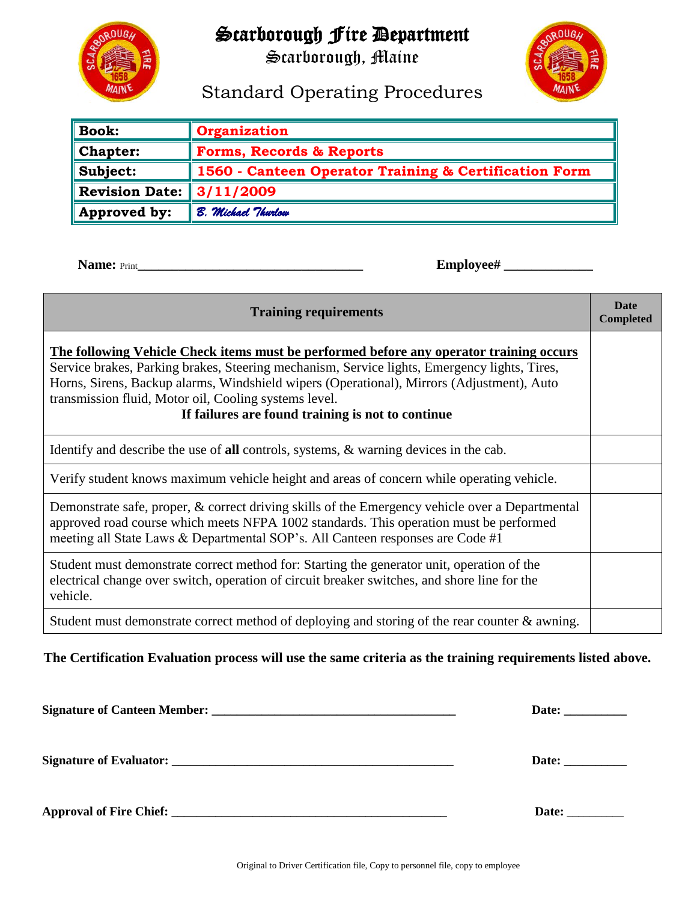# Scarborough Fire Department

## Scarborough, Maine

## Standard Operating Procedures

| **Book:** | **Organization** |
|---|---|
| **Chapter:** | **Forms, Records & Reports** |
| **Subject:** | **1560 - Canteen Operator Training & Certification Form** |
| **Revision Date:** | **3/11/2009** |
| **Approved by:** | *B. Michael Thurlow* |

**Name:** Print__________________________________ **Employee#** _____________

| Training requirements | Date Completed |
|---|---|
| **The following Vehicle Check items must be performed before any operator training occurs** Service brakes, Parking brakes, Steering mechanism, Service lights, Emergency lights, Tires, Horns, Sirens, Backup alarms, Windshield wipers (Operational), Mirrors (Adjustment), Auto transmission fluid, Motor oil, Cooling systems level. **If failures are found training is not to continue** | |
| Identify and describe the use of **all** controls, systems, & warning devices in the cab. | |
| Verify student knows maximum vehicle height and areas of concern while operating vehicle. | |
| Demonstrate safe, proper, & correct driving skills of the Emergency vehicle over a Departmental approved road course which meets NFPA 1002 standards. This operation must be performed meeting all State Laws & Departmental SOP's. All Canteen responses are Code #1 | |
| Student must demonstrate correct method for: Starting the generator unit, operation of the electrical change over switch, operation of circuit breaker switches, and shore line for the vehicle. | |
| Student must demonstrate correct method of deploying and storing of the rear counter & awning. | |

**The Certification Evaluation process will use the same criteria as the training requirements listed above.**

**Signature of Canteen Member:** _______________________________________ **Date:** __________

**Signature of Evaluator:** _____________________________________________ **Date:** __________

**Approval of Fire Chief:** ____________________________________________ **Date:** _________

Original to Driver Certification file, Copy to personnel file, copy to employee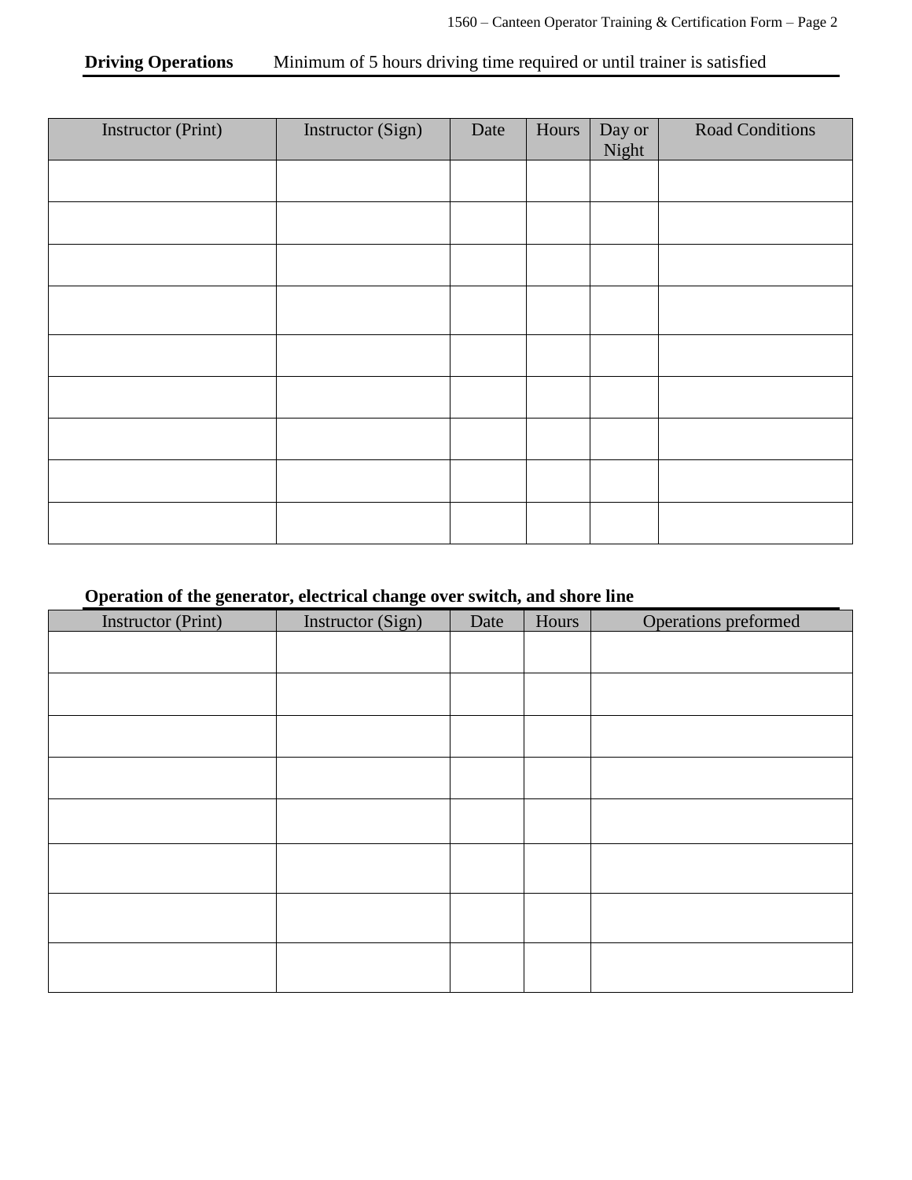**Driving Operations** Minimum of 5 hours driving time required or until trainer is satisfied

| Instructor (Print) | Instructor (Sign) | Date | Hours | Day or Night | Road Conditions |
|---|---|---|---|---|---|
| | | | | | |
| | | | | | |
| | | | | | |
| | | | | | |
| | | | | | |
| | | | | | |
| | | | | | |
| | | | | | |
| | | | | | |

**Operation of the generator, electrical change over switch, and shore line**

| Instructor (Print) | Instructor (Sign) | Date | Hours | Operations preformed |
|---|---|---|---|---|
| | | | | |
| | | | | |
| | | | | |
| | | | | |
| | | | | |
| | | | | |
| | | | | |
| | | | | |